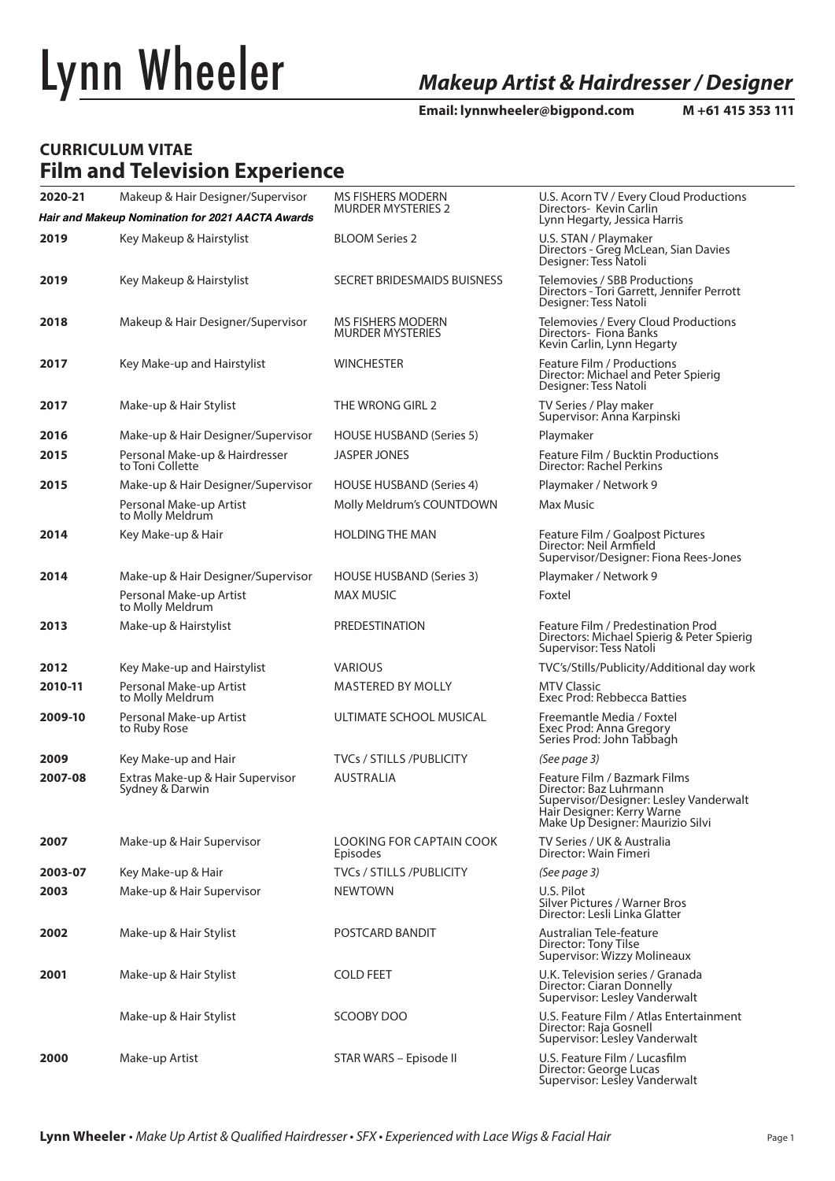# Lynn Wheeler

## *Makeup Artist & Hairdresser / Designer*

**Email: lynnwheeler@bigpond.com** **M +61 415 353 111**

## CURRICULUM VITAE
## Film and Television Experience

| | | | |
|---|---|---|---|
| **2020-21** | Makeup & Hair Designer/Supervisor<br>***Hair and Makeup Nomination for 2021 AACTA Awards*** | MS FISHERS MODERN MURDER MYSTERIES 2 | U.S. Acorn TV / Every Cloud Productions<br>Directors- Kevin Carlin<br>Lynn Hegarty, Jessica Harris |
| **2019** | Key Makeup & Hairstylist | BLOOM Series 2 | U.S. STAN / Playmaker<br>Directors - Greg McLean, Sian Davies<br>Designer: Tess Natoli |
| **2019** | Key Makeup & Hairstylist | SECRET BRIDESMAIDS BUISNESS | Telemovies / SBB Productions<br>Directors - Tori Garrett, Jennifer Perrott<br>Designer: Tess Natoli |
| **2018** | Makeup & Hair Designer/Supervisor | MS FISHERS MODERN MURDER MYSTERIES | Telemovies / Every Cloud Productions<br>Directors- Fiona Banks<br>Kevin Carlin, Lynn Hegarty |
| **2017** | Key Make-up and Hairstylist | WINCHESTER | Feature Film / Productions<br>Director: Michael and Peter Spierig<br>Designer: Tess Natoli |
| **2017** | Make-up & Hair Stylist | THE WRONG GIRL 2 | TV Series / Play maker<br>Supervisor: Anna Karpinski |
| **2016** | Make-up & Hair Designer/Supervisor | HOUSE HUSBAND (Series 5) | Playmaker |
| **2015** | Personal Make-up & Hairdresser to Toni Collette | JASPER JONES | Feature Film / Bucktin Productions<br>Director: Rachel Perkins |
| **2015** | Make-up & Hair Designer/Supervisor | HOUSE HUSBAND (Series 4) | Playmaker / Network 9 |
| | Personal Make-up Artist to Molly Meldrum | Molly Meldrum's COUNTDOWN | Max Music |
| **2014** | Key Make-up & Hair | HOLDING THE MAN | Feature Film / Goalpost Pictures<br>Director: Neil Armfield<br>Supervisor/Designer: Fiona Rees-Jones |
| **2014** | Make-up & Hair Designer/Supervisor | HOUSE HUSBAND (Series 3) | Playmaker / Network 9 |
| | Personal Make-up Artist to Molly Meldrum | MAX MUSIC | Foxtel |
| **2013** | Make-up & Hairstylist | PREDESTINATION | Feature Film / Predestination Prod<br>Directors: Michael Spierig & Peter Spierig<br>Supervisor: Tess Natoli |
| **2012** | Key Make-up and Hairstylist | VARIOUS | TVC's/Stills/Publicity/Additional day work |
| **2010-11** | Personal Make-up Artist to Molly Meldrum | MASTERED BY MOLLY | MTV Classic<br>Exec Prod: Rebbecca Batties |
| **2009-10** | Personal Make-up Artist to Ruby Rose | ULTIMATE SCHOOL MUSICAL | Freemantle Media / Foxtel<br>Exec Prod: Anna Gregory<br>Series Prod: John Tabbagh |
| **2009** | Key Make-up and Hair | TVCs / STILLS /PUBLICITY | *(See page 3)* |
| **2007-08** | Extras Make-up & Hair Supervisor Sydney & Darwin | AUSTRALIA | Feature Film / Bazmark Films<br>Director: Baz Luhrmann<br>Supervisor/Designer: Lesley Vanderwalt<br>Hair Designer: Kerry Warne<br>Make Up Designer: Maurizio Silvi |
| **2007** | Make-up & Hair Supervisor | LOOKING FOR CAPTAIN COOK Episodes | TV Series / UK & Australia<br>Director: Wain Fimeri |
| **2003-07** | Key Make-up & Hair | TVCs / STILLS /PUBLICITY | *(See page 3)* |
| **2003** | Make-up & Hair Supervisor | NEWTOWN | U.S. Pilot<br>Silver Pictures / Warner Bros<br>Director: Lesli Linka Glatter |
| **2002** | Make-up & Hair Stylist | POSTCARD BANDIT | Australian Tele-feature<br>Director: Tony Tilse<br>Supervisor: Wizzy Molineaux |
| **2001** | Make-up & Hair Stylist | COLD FEET | U.K. Television series / Granada<br>Director: Ciaran Donnelly<br>Supervisor: Lesley Vanderwalt |
| | Make-up & Hair Stylist | SCOOBY DOO | U.S. Feature Film / Atlas Entertainment<br>Director: Raja Gosnell<br>Supervisor: Lesley Vanderwalt |
| **2000** | Make-up Artist | STAR WARS – Episode II | U.S. Feature Film / Lucasfilm<br>Director: George Lucas<br>Supervisor: Lesley Vanderwalt |

**Lynn Wheeler** • *Make Up Artist & Qualified Hairdresser • SFX • Experienced with Lace Wigs & Facial Hair*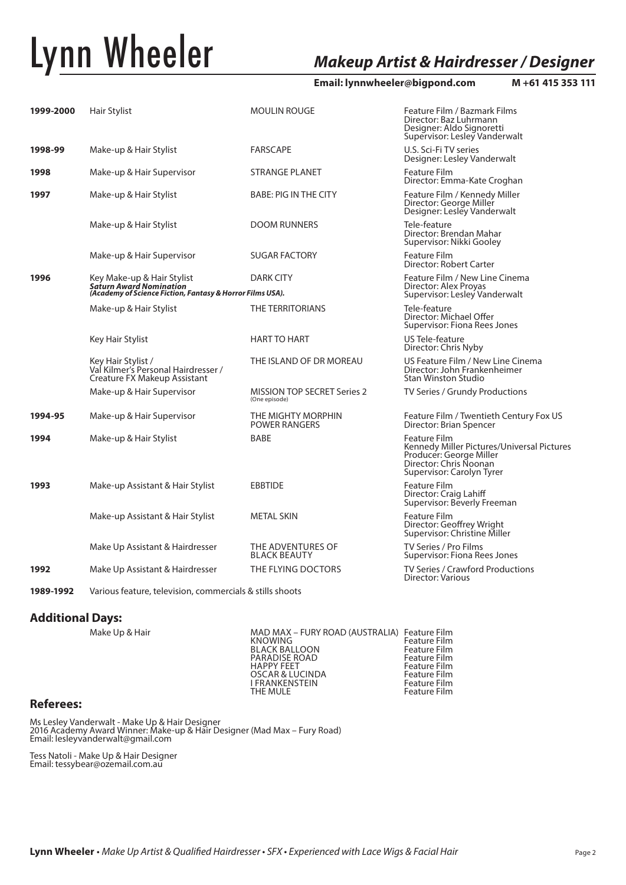# Lynn Wheeler

## *Makeup Artist & Hairdresser / Designer*

**Email: lynnwheeler@bigpond.com** **M +61 415 353 111**

| | | | |
|---|---|---|---|
| **1999-2000** | Hair Stylist | MOULIN ROUGE | Feature Film / Bazmark Films<br>Director: Baz Luhrmann<br>Designer: Aldo Signoretti<br>Supervisor: Lesley Vanderwalt |
| **1998-99** | Make-up & Hair Stylist | FARSCAPE | U.S. Sci-Fi TV series<br>Designer: Lesley Vanderwalt |
| **1998** | Make-up & Hair Supervisor | STRANGE PLANET | Feature Film<br>Director: Emma-Kate Croghan |
| **1997** | Make-up & Hair Stylist | BABE: PIG IN THE CITY | Feature Film / Kennedy Miller<br>Director: George Miller<br>Designer: Lesley Vanderwalt |
| | Make-up & Hair Stylist | DOOM RUNNERS | Tele-feature<br>Director: Brendan Mahar<br>Supervisor: Nikki Gooley |
| | Make-up & Hair Supervisor | SUGAR FACTORY | Feature Film<br>Director: Robert Carter |
| **1996** | Key Make-up & Hair Stylist<br>***Saturn Award Nomination***<br>***(Academy of Science Fiction, Fantasy & Horror Films USA).*** | DARK CITY | Feature Film / New Line Cinema<br>Director: Alex Proyas<br>Supervisor: Lesley Vanderwalt |
| | Make-up & Hair Stylist | THE TERRITORIANS | Tele-feature<br>Director: Michael Offer<br>Supervisor: Fiona Rees Jones |
| | Key Hair Stylist | HART TO HART | US Tele-feature<br>Director: Chris Nyby |
| | Key Hair Stylist /<br>Val Kilmer's Personal Hairdresser /<br>Creature FX Makeup Assistant | THE ISLAND OF DR MOREAU | US Feature Film / New Line Cinema<br>Director: John Frankenheimer<br>Stan Winston Studio |
| | Make-up & Hair Supervisor | MISSION TOP SECRET Series 2<br>(One episode) | TV Series / Grundy Productions |
| **1994-95** | Make-up & Hair Supervisor | THE MIGHTY MORPHIN POWER RANGERS | Feature Film / Twentieth Century Fox US<br>Director: Brian Spencer |
| **1994** | Make-up & Hair Stylist | BABE | Feature Film<br>Kennedy Miller Pictures/Universal Pictures<br>Producer: George Miller<br>Director: Chris Noonan<br>Supervisor: Carolyn Tyrer |
| **1993** | Make-up Assistant & Hair Stylist | EBBTIDE | Feature Film<br>Director: Craig Lahiff<br>Supervisor: Beverly Freeman |
| | Make-up Assistant & Hair Stylist | METAL SKIN | Feature Film<br>Director: Geoffrey Wright<br>Supervisor: Christine Miller |
| | Make Up Assistant & Hairdresser | THE ADVENTURES OF BLACK BEAUTY | TV Series / Pro Films<br>Supervisor: Fiona Rees Jones |
| **1992** | Make Up Assistant & Hairdresser | THE FLYING DOCTORS | TV Series / Crawford Productions<br>Director: Various |
| **1989-1992** | Various feature, television, commercials & stills shoots | | |

## Additional Days:

| | | |
|---|---|---|
| Make Up & Hair | MAD MAX – FURY ROAD (AUSTRALIA) | Feature Film |
| | KNOWING | Feature Film |
| | BLACK BALLOON | Feature Film |
| | PARADISE ROAD | Feature Film |
| | HAPPY FEET | Feature Film |
| | OSCAR & LUCINDA | Feature Film |
| | I FRANKENSTEIN | Feature Film |
| | THE MULE | Feature Film |

## Referees:

Ms Lesley Vanderwalt - Make Up & Hair Designer
2016 Academy Award Winner: Make-up & Hair Designer (Mad Max – Fury Road)
Email: lesleyvanderwalt@gmail.com

Tess Natoli - Make Up & Hair Designer
Email: tessybear@ozemail.com.au

**Lynn Wheeler** • *Make Up Artist & Qualified Hairdresser • SFX • Experienced with Lace Wigs & Facial Hair*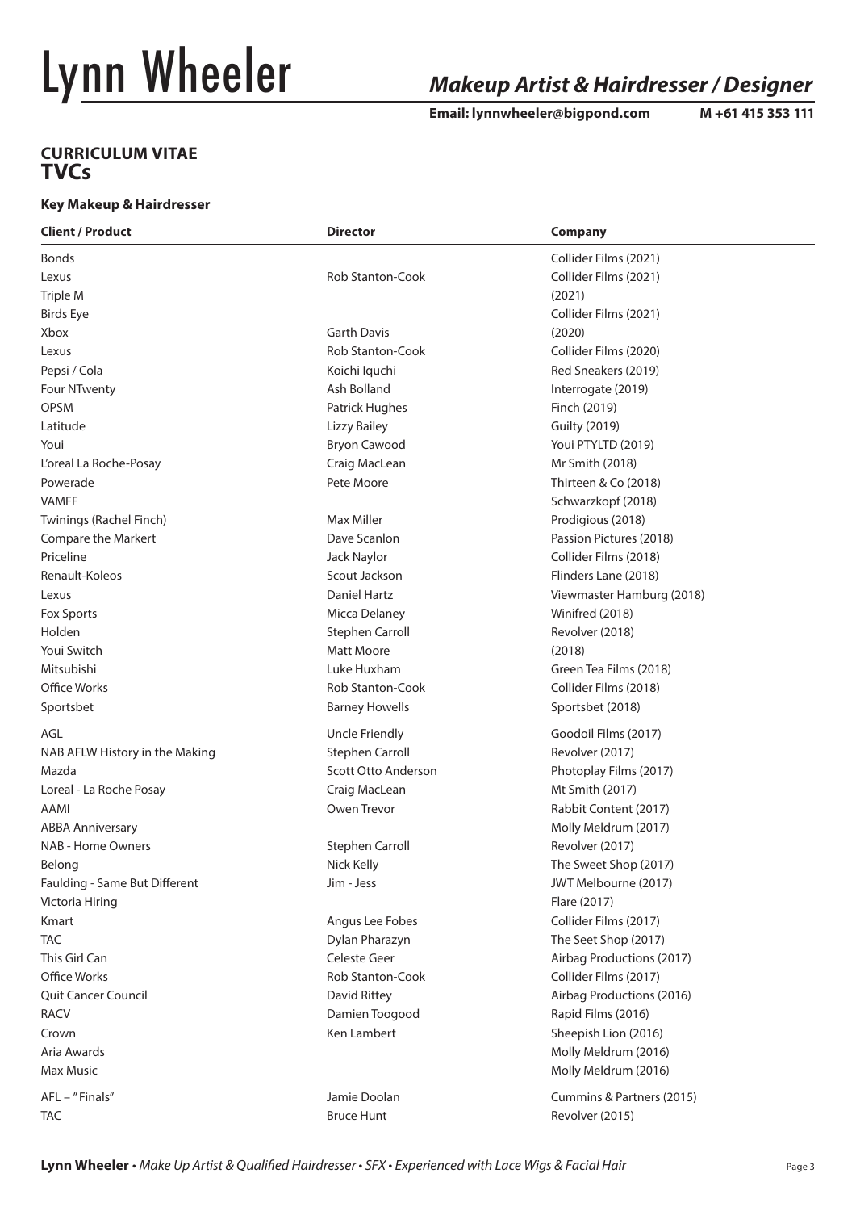# Lynn Wheeler

***Makeup Artist & Hairdresser / Designer***

**Email: lynnwheeler@bigpond.com** **M +61 415 353 111**

## CURRICULUM VITAE
## TVCs

### Key Makeup & Hairdresser

| Client / Product | Director | Company |
|---|---|---|
| Bonds | | Collider Films (2021) |
| Lexus | Rob Stanton-Cook | Collider Films (2021) |
| Triple M | | (2021) |
| Birds Eye | | Collider Films (2021) |
| Xbox | Garth Davis | (2020) |
| Lexus | Rob Stanton-Cook | Collider Films (2020) |
| Pepsi / Cola | Koichi Iquchi | Red Sneakers (2019) |
| Four NTwenty | Ash Bolland | Interrogate (2019) |
| OPSM | Patrick Hughes | Finch (2019) |
| Latitude | Lizzy Bailey | Guilty (2019) |
| Youi | Bryon Cawood | Youi PTYLTD (2019) |
| L'oreal La Roche-Posay | Craig MacLean | Mr Smith (2018) |
| Powerade | Pete Moore | Thirteen & Co (2018) |
| VAMFF | | Schwarzkopf (2018) |
| Twinings (Rachel Finch) | Max Miller | Prodigious (2018) |
| Compare the Markert | Dave Scanlon | Passion Pictures (2018) |
| Priceline | Jack Naylor | Collider Films (2018) |
| Renault-Koleos | Scout Jackson | Flinders Lane (2018) |
| Lexus | Daniel Hartz | Viewmaster Hamburg (2018) |
| Fox Sports | Micca Delaney | Winifred (2018) |
| Holden | Stephen Carroll | Revolver (2018) |
| Youi Switch | Matt Moore | (2018) |
| Mitsubishi | Luke Huxham | Green Tea Films (2018) |
| Office Works | Rob Stanton-Cook | Collider Films (2018) |
| Sportsbet | Barney Howells | Sportsbet (2018) |
| AGL | Uncle Friendly | Goodoil Films (2017) |
| NAB AFLW History in the Making | Stephen Carroll | Revolver (2017) |
| Mazda | Scott Otto Anderson | Photoplay Films (2017) |
| Loreal - La Roche Posay | Craig MacLean | Mt Smith (2017) |
| AAMI | Owen Trevor | Rabbit Content (2017) |
| ABBA Anniversary | | Molly Meldrum (2017) |
| NAB - Home Owners | Stephen Carroll | Revolver (2017) |
| Belong | Nick Kelly | The Sweet Shop (2017) |
| Faulding - Same But Different | Jim - Jess | JWT Melbourne (2017) |
| Victoria Hiring | | Flare (2017) |
| Kmart | Angus Lee Fobes | Collider Films (2017) |
| TAC | Dylan Pharazyn | The Seet Shop (2017) |
| This Girl Can | Celeste Geer | Airbag Productions (2017) |
| Office Works | Rob Stanton-Cook | Collider Films (2017) |
| Quit Cancer Council | David Rittey | Airbag Productions (2016) |
| RACV | Damien Toogood | Rapid Films (2016) |
| Crown | Ken Lambert | Sheepish Lion (2016) |
| Aria Awards | | Molly Meldrum (2016) |
| Max Music | | Molly Meldrum (2016) |
| AFL – "Finals" | Jamie Doolan | Cummins & Partners (2015) |
| TAC | Bruce Hunt | Revolver (2015) |

**Lynn Wheeler** • *Make Up Artist & Qualified Hairdresser • SFX • Experienced with Lace Wigs & Facial Hair*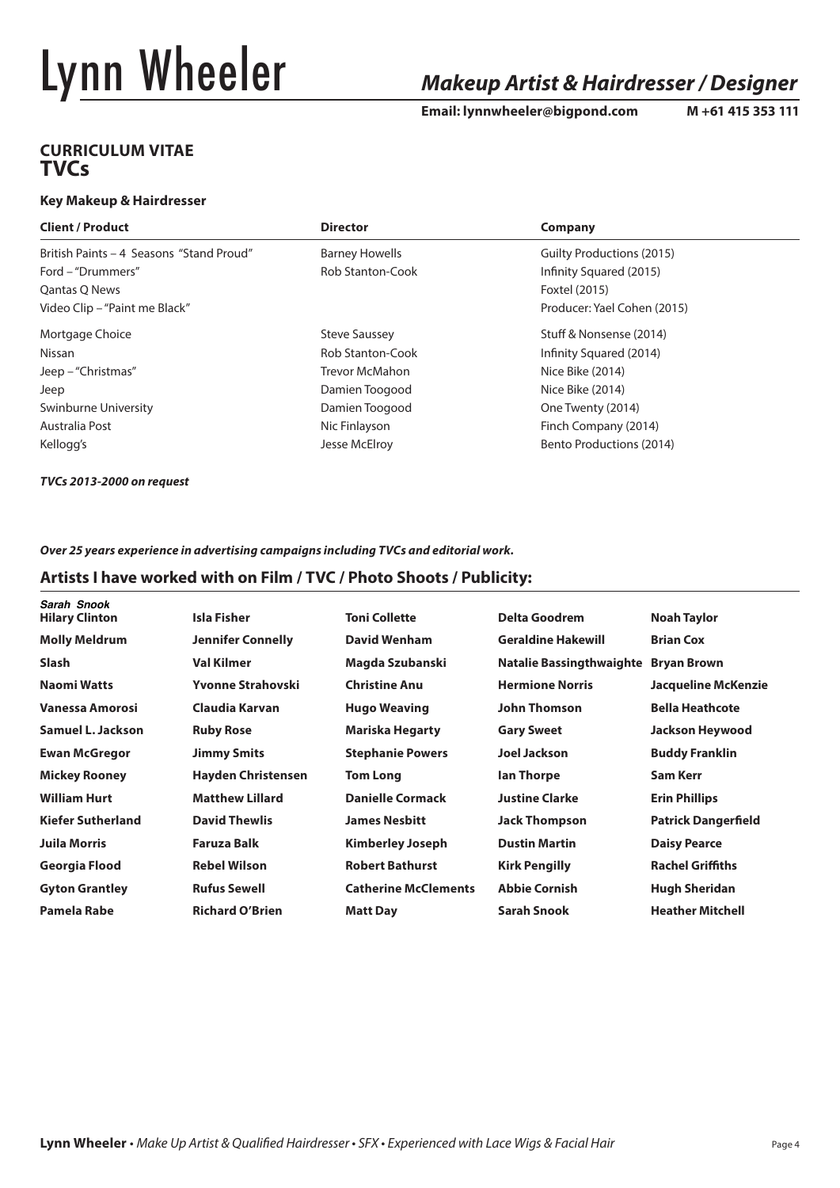# Lynn Wheeler

***Makeup Artist & Hairdresser / Designer***

**Email: lynnwheeler@bigpond.com** **M +61 415 353 111**

## CURRICULUM VITAE
## TVCs

### Key Makeup & Hairdresser

| Client / Product | Director | Company |
|---|---|---|
| British Paints – 4 Seasons "Stand Proud" | Barney Howells | Guilty Productions (2015) |
| Ford – "Drummers" | Rob Stanton-Cook | Infinity Squared (2015) |
| Qantas Q News | | Foxtel (2015) |
| Video Clip – "Paint me Black" | | Producer: Yael Cohen (2015) |
| Mortgage Choice | Steve Saussey | Stuff & Nonsense (2014) |
| Nissan | Rob Stanton-Cook | Infinity Squared (2014) |
| Jeep – "Christmas" | Trevor McMahon | Nice Bike (2014) |
| Jeep | Damien Toogood | Nice Bike (2014) |
| Swinburne University | Damien Toogood | One Twenty (2014) |
| Australia Post | Nic Finlayson | Finch Company (2014) |
| Kellogg's | Jesse McElroy | Bento Productions (2014) |

***TVCs 2013-2000 on request***

***Over 25 years experience in advertising campaigns including TVCs and editorial work.***

## Artists I have worked with on Film / TVC / Photo Shoots / Publicity:

***Sarah Snook***

| | | | | |
|---|---|---|---|---|
| **Hilary Clinton** | **Isla Fisher** | **Toni Collette** | **Delta Goodrem** | **Noah Taylor** |
| **Molly Meldrum** | **Jennifer Connelly** | **David Wenham** | **Geraldine Hakewill** | **Brian Cox** |
| **Slash** | **Val Kilmer** | **Magda Szubanski** | **Natalie Bassingthwaighte** | **Bryan Brown** |
| **Naomi Watts** | **Yvonne Strahovski** | **Christine Anu** | **Hermione Norris** | **Jacqueline McKenzie** |
| **Vanessa Amorosi** | **Claudia Karvan** | **Hugo Weaving** | **John Thomson** | **Bella Heathcote** |
| **Samuel L. Jackson** | **Ruby Rose** | **Mariska Hegarty** | **Gary Sweet** | **Jackson Heywood** |
| **Ewan McGregor** | **Jimmy Smits** | **Stephanie Powers** | **Joel Jackson** | **Buddy Franklin** |
| **Mickey Rooney** | **Hayden Christensen** | **Tom Long** | **Ian Thorpe** | **Sam Kerr** |
| **William Hurt** | **Matthew Lillard** | **Danielle Cormack** | **Justine Clarke** | **Erin Phillips** |
| **Kiefer Sutherland** | **David Thewlis** | **James Nesbitt** | **Jack Thompson** | **Patrick Dangerfield** |
| **Juila Morris** | **Faruza Balk** | **Kimberley Joseph** | **Dustin Martin** | **Daisy Pearce** |
| **Georgia Flood** | **Rebel Wilson** | **Robert Bathurst** | **Kirk Pengilly** | **Rachel Griffiths** |
| **Gyton Grantley** | **Rufus Sewell** | **Catherine McClements** | **Abbie Cornish** | **Hugh Sheridan** |
| **Pamela Rabe** | **Richard O'Brien** | **Matt Day** | **Sarah Snook** | **Heather Mitchell** |

**Lynn Wheeler** • *Make Up Artist & Qualified Hairdresser • SFX • Experienced with Lace Wigs & Facial Hair*